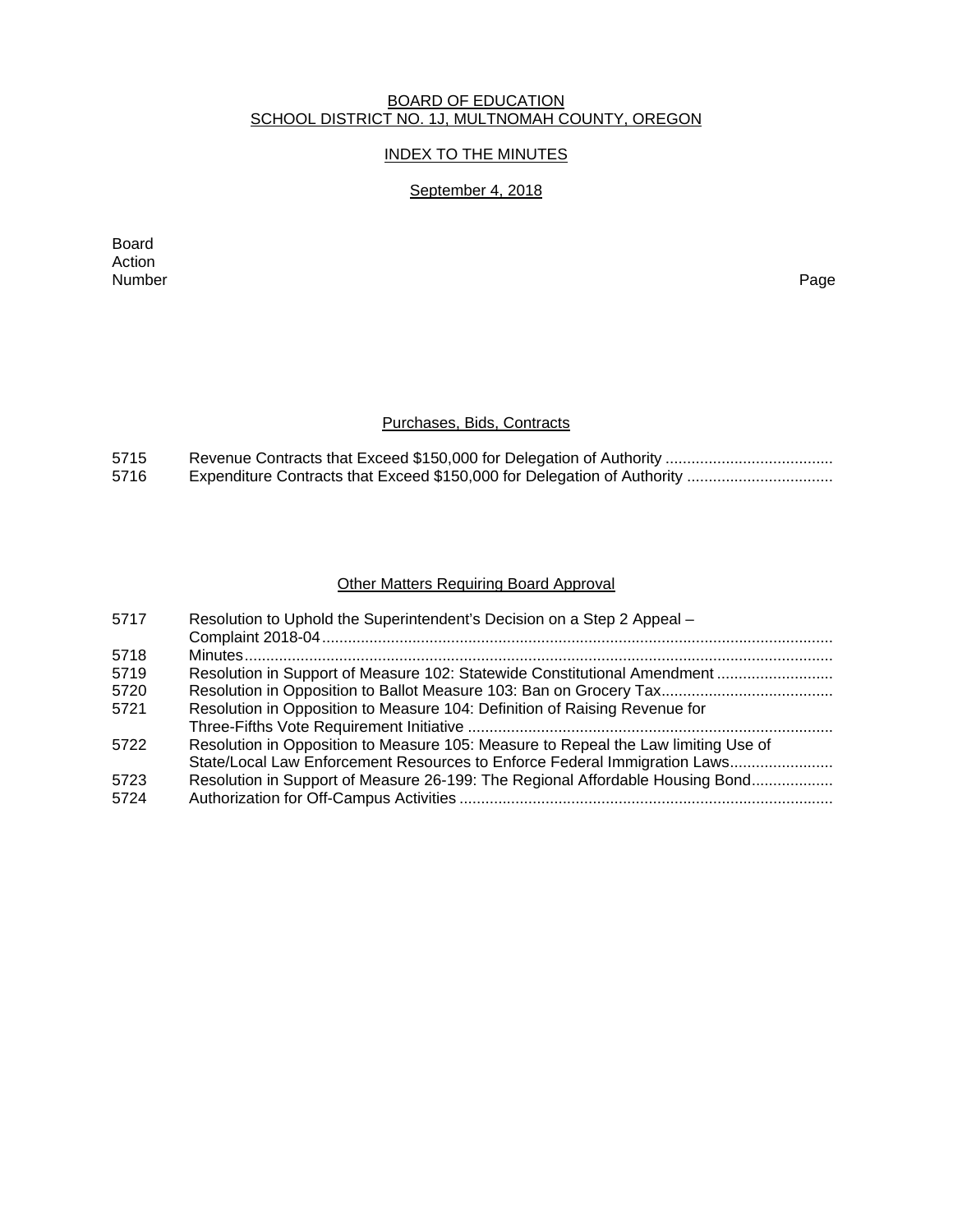# BOARD OF EDUCATION
## SCHOOL DISTRICT NO. 1J, MULTNOMAH COUNTY, OREGON

### INDEX TO THE MINUTES

### September 4, 2018

| Board Action Number | | Page |
|---|---|---|

#### Purchases, Bids, Contracts

| | | |
|---|---|---|
| 5715 | Revenue Contracts that Exceed $150,000 for Delegation of Authority | |
| 5716 | Expenditure Contracts that Exceed $150,000 for Delegation of Authority | |

#### Other Matters Requiring Board Approval

| | | |
|---|---|---|
| 5717 | Resolution to Uphold the Superintendent's Decision on a Step 2 Appeal – Complaint 2018-04 | |
| 5718 | Minutes | |
| 5719 | Resolution in Support of Measure 102: Statewide Constitutional Amendment | |
| 5720 | Resolution in Opposition to Ballot Measure 103: Ban on Grocery Tax | |
| 5721 | Resolution in Opposition to Measure 104: Definition of Raising Revenue for Three-Fifths Vote Requirement Initiative | |
| 5722 | Resolution in Opposition to Measure 105: Measure to Repeal the Law limiting Use of State/Local Law Enforcement Resources to Enforce Federal Immigration Laws | |
| 5723 | Resolution in Support of Measure 26-199: The Regional Affordable Housing Bond | |
| 5724 | Authorization for Off-Campus Activities | |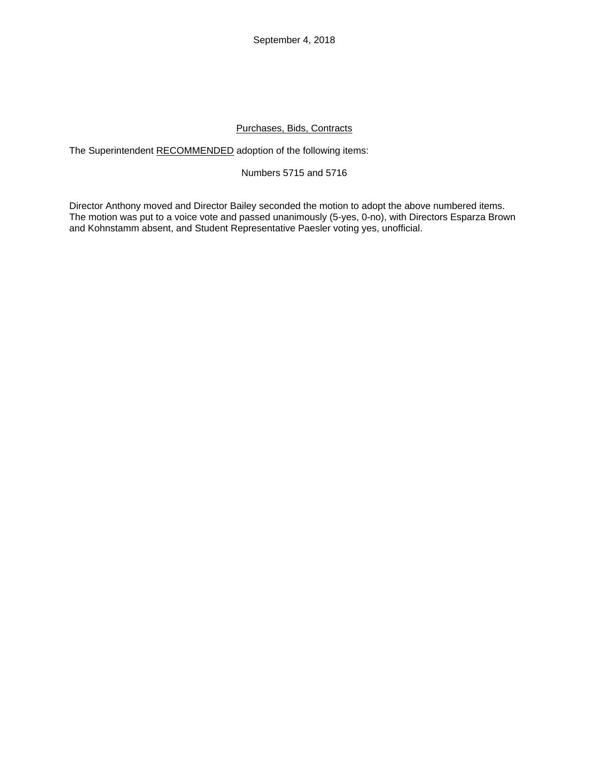September 4, 2018

Purchases, Bids, Contracts

The Superintendent RECOMMENDED adoption of the following items:

Numbers 5715 and 5716

Director Anthony moved and Director Bailey seconded the motion to adopt the above numbered items. The motion was put to a voice vote and passed unanimously (5-yes, 0-no), with Directors Esparza Brown and Kohnstamm absent, and Student Representative Paesler voting yes, unofficial.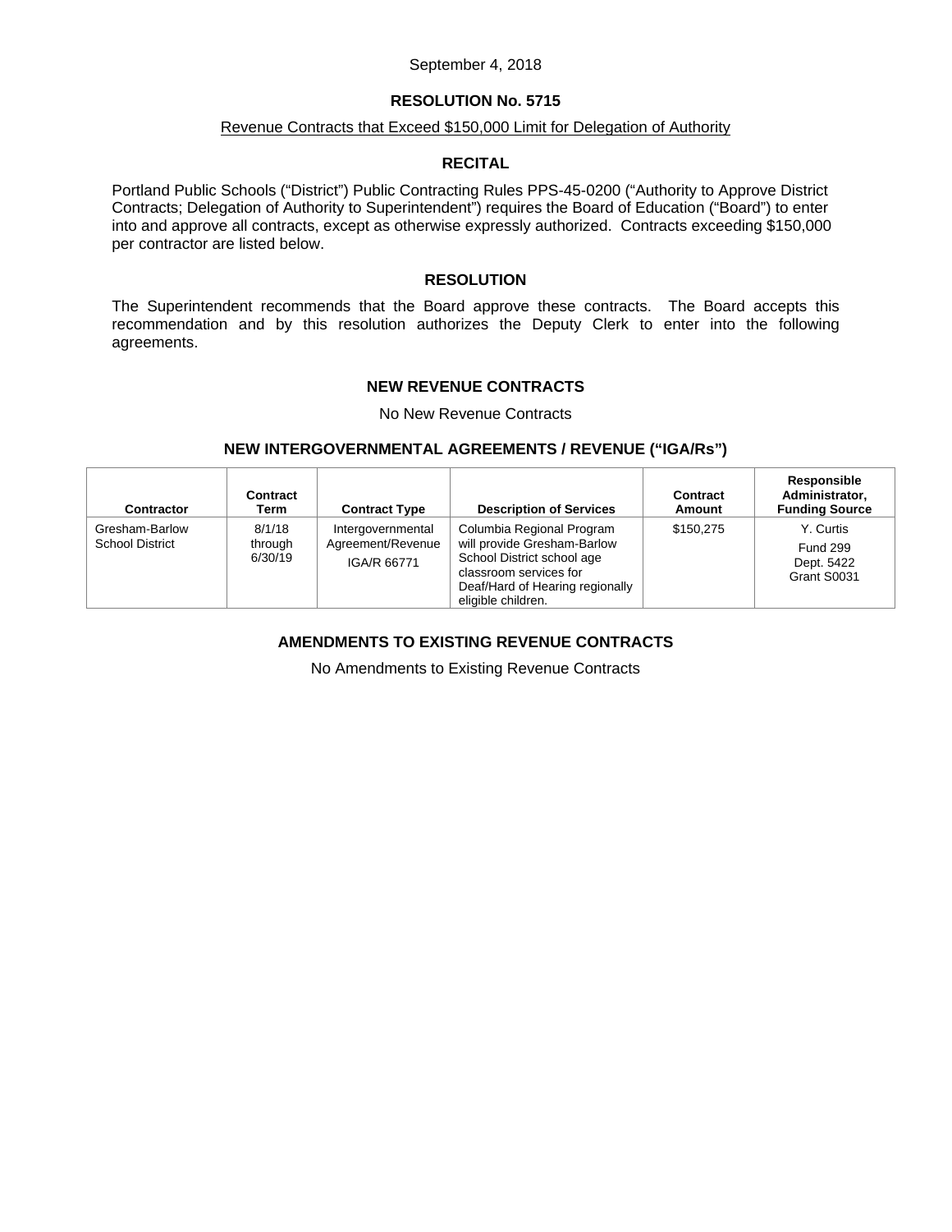September 4, 2018

# RESOLUTION No. 5715

Revenue Contracts that Exceed $150,000 Limit for Delegation of Authority

## RECITAL

Portland Public Schools ("District") Public Contracting Rules PPS-45-0200 ("Authority to Approve District Contracts; Delegation of Authority to Superintendent") requires the Board of Education ("Board") to enter into and approve all contracts, except as otherwise expressly authorized. Contracts exceeding $150,000 per contractor are listed below.

## RESOLUTION

The Superintendent recommends that the Board approve these contracts. The Board accepts this recommendation and by this resolution authorizes the Deputy Clerk to enter into the following agreements.

## NEW REVENUE CONTRACTS

No New Revenue Contracts

## NEW INTERGOVERNMENTAL AGREEMENTS / REVENUE ("IGA/Rs")

| Contractor | Contract Term | Contract Type | Description of Services | Contract Amount | Responsible Administrator, Funding Source |
|---|---|---|---|---|---|
| Gresham-Barlow School District | 8/1/18 through 6/30/19 | Intergovernmental Agreement/Revenue IGA/R 66771 | Columbia Regional Program will provide Gresham-Barlow School District school age classroom services for Deaf/Hard of Hearing regionally eligible children. | $150,275 | Y. Curtis Fund 299 Dept. 5422 Grant S0031 |

## AMENDMENTS TO EXISTING REVENUE CONTRACTS

No Amendments to Existing Revenue Contracts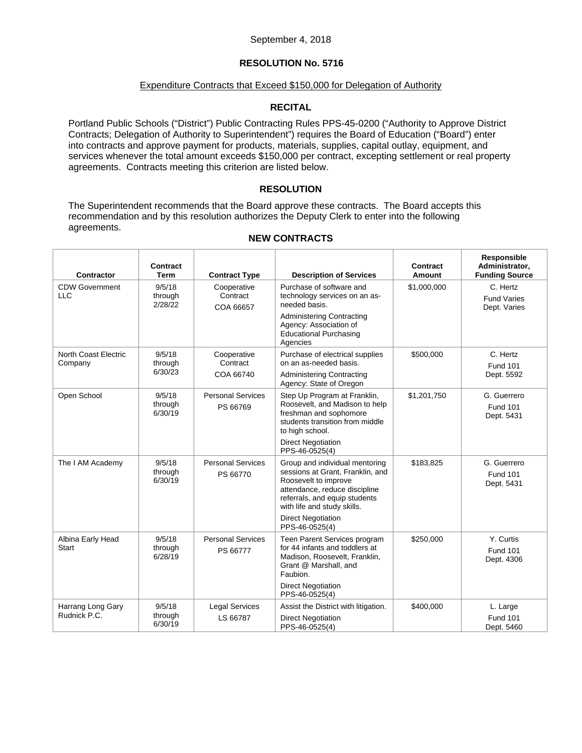September 4, 2018

# RESOLUTION No. 5716

## Expenditure Contracts that Exceed $150,000 for Delegation of Authority

### RECITAL

Portland Public Schools ("District") Public Contracting Rules PPS-45-0200 ("Authority to Approve District Contracts; Delegation of Authority to Superintendent") requires the Board of Education ("Board") enter into contracts and approve payment for products, materials, supplies, capital outlay, equipment, and services whenever the total amount exceeds $150,000 per contract, excepting settlement or real property agreements. Contracts meeting this criterion are listed below.

### RESOLUTION

The Superintendent recommends that the Board approve these contracts. The Board accepts this recommendation and by this resolution authorizes the Deputy Clerk to enter into the following agreements.

### NEW CONTRACTS

| Contractor | Contract Term | Contract Type | Description of Services | Contract Amount | Responsible Administrator, Funding Source |
|---|---|---|---|---|---|
| CDW Government LLC | 9/5/18 through 2/28/22 | Cooperative Contract COA 66657 | Purchase of software and technology services on an as-needed basis. Administering Contracting Agency: Association of Educational Purchasing Agencies | $1,000,000 | C. Hertz Fund Varies Dept. Varies |
| North Coast Electric Company | 9/5/18 through 6/30/23 | Cooperative Contract COA 66740 | Purchase of electrical supplies on an as-needed basis. Administering Contracting Agency: State of Oregon | $500,000 | C. Hertz Fund 101 Dept. 5592 |
| Open School | 9/5/18 through 6/30/19 | Personal Services PS 66769 | Step Up Program at Franklin, Roosevelt, and Madison to help freshman and sophomore students transition from middle to high school. Direct Negotiation PPS-46-0525(4) | $1,201,750 | G. Guerrero Fund 101 Dept. 5431 |
| The I AM Academy | 9/5/18 through 6/30/19 | Personal Services PS 66770 | Group and individual mentoring sessions at Grant, Franklin, and Roosevelt to improve attendance, reduce discipline referrals, and equip students with life and study skills. Direct Negotiation PPS-46-0525(4) | $183,825 | G. Guerrero Fund 101 Dept. 5431 |
| Albina Early Head Start | 9/5/18 through 6/28/19 | Personal Services PS 66777 | Teen Parent Services program for 44 infants and toddlers at Madison, Roosevelt, Franklin, Grant @ Marshall, and Faubion. Direct Negotiation PPS-46-0525(4) | $250,000 | Y. Curtis Fund 101 Dept. 4306 |
| Harrang Long Gary Rudnick P.C. | 9/5/18 through 6/30/19 | Legal Services LS 66787 | Assist the District with litigation. Direct Negotiation PPS-46-0525(4) | $400,000 | L. Large Fund 101 Dept. 5460 |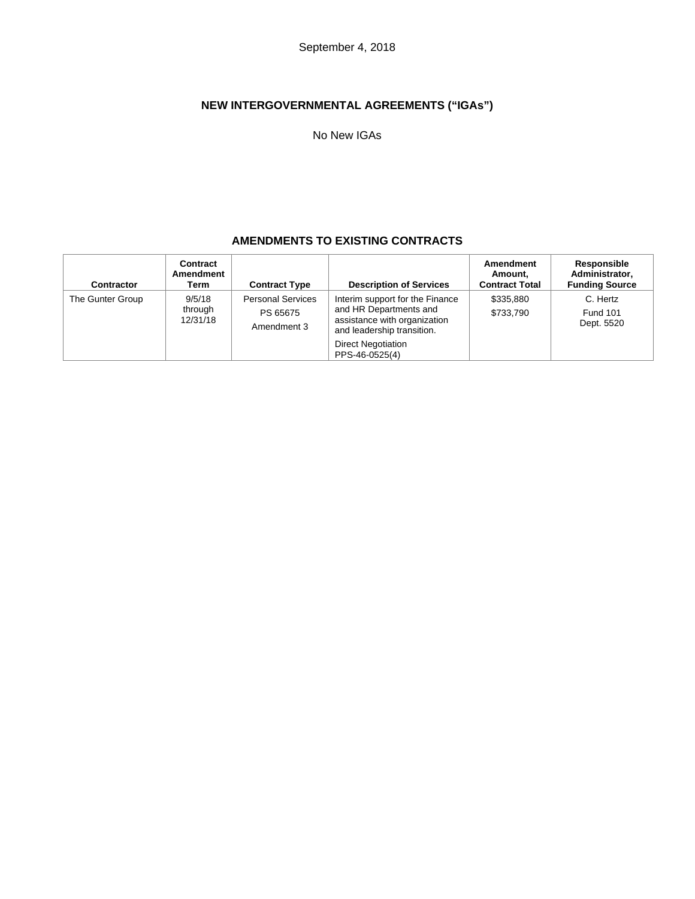September 4, 2018

## NEW INTERGOVERNMENTAL AGREEMENTS ("IGAs")

No New IGAs

## AMENDMENTS TO EXISTING CONTRACTS

| Contractor | Contract Amendment Term | Contract Type | Description of Services | Amendment Amount, Contract Total | Responsible Administrator, Funding Source |
|---|---|---|---|---|---|
| The Gunter Group | 9/5/18 through 12/31/18 | Personal Services PS 65675 Amendment 3 | Interim support for the Finance and HR Departments and assistance with organization and leadership transition. Direct Negotiation PPS-46-0525(4) | $335,880 $733,790 | C. Hertz Fund 101 Dept. 5520 |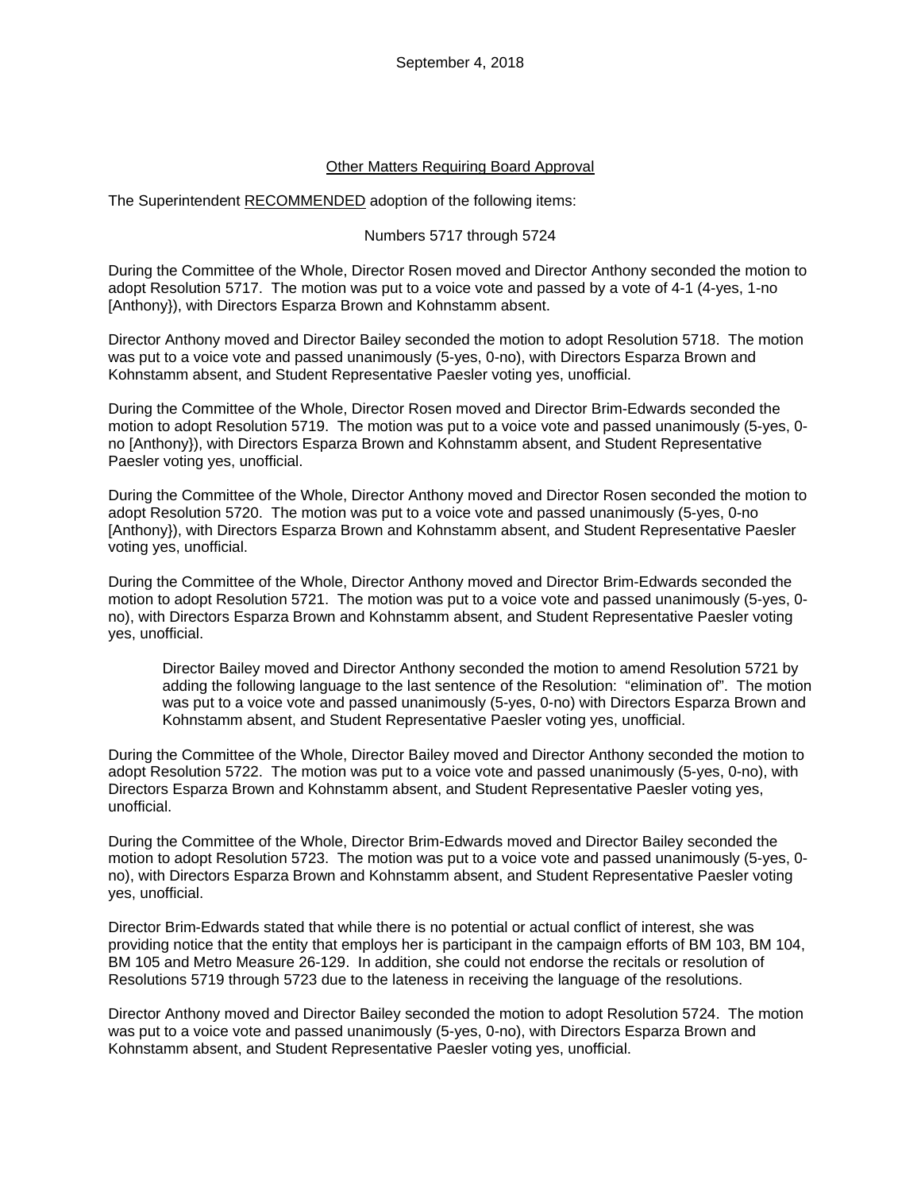September 4, 2018

<u>Other Matters Requiring Board Approval</u>

The Superintendent <u>RECOMMENDED</u> adoption of the following items:

Numbers 5717 through 5724

During the Committee of the Whole, Director Rosen moved and Director Anthony seconded the motion to adopt Resolution 5717. The motion was put to a voice vote and passed by a vote of 4-1 (4-yes, 1-no [Anthony}), with Directors Esparza Brown and Kohnstamm absent.

Director Anthony moved and Director Bailey seconded the motion to adopt Resolution 5718. The motion was put to a voice vote and passed unanimously (5-yes, 0-no), with Directors Esparza Brown and Kohnstamm absent, and Student Representative Paesler voting yes, unofficial.

During the Committee of the Whole, Director Rosen moved and Director Brim-Edwards seconded the motion to adopt Resolution 5719. The motion was put to a voice vote and passed unanimously (5-yes, 0-no [Anthony}), with Directors Esparza Brown and Kohnstamm absent, and Student Representative Paesler voting yes, unofficial.

During the Committee of the Whole, Director Anthony moved and Director Rosen seconded the motion to adopt Resolution 5720. The motion was put to a voice vote and passed unanimously (5-yes, 0-no [Anthony}), with Directors Esparza Brown and Kohnstamm absent, and Student Representative Paesler voting yes, unofficial.

During the Committee of the Whole, Director Anthony moved and Director Brim-Edwards seconded the motion to adopt Resolution 5721. The motion was put to a voice vote and passed unanimously (5-yes, 0-no), with Directors Esparza Brown and Kohnstamm absent, and Student Representative Paesler voting yes, unofficial.

> Director Bailey moved and Director Anthony seconded the motion to amend Resolution 5721 by adding the following language to the last sentence of the Resolution: "elimination of". The motion was put to a voice vote and passed unanimously (5-yes, 0-no) with Directors Esparza Brown and Kohnstamm absent, and Student Representative Paesler voting yes, unofficial.

During the Committee of the Whole, Director Bailey moved and Director Anthony seconded the motion to adopt Resolution 5722. The motion was put to a voice vote and passed unanimously (5-yes, 0-no), with Directors Esparza Brown and Kohnstamm absent, and Student Representative Paesler voting yes, unofficial.

During the Committee of the Whole, Director Brim-Edwards moved and Director Bailey seconded the motion to adopt Resolution 5723. The motion was put to a voice vote and passed unanimously (5-yes, 0-no), with Directors Esparza Brown and Kohnstamm absent, and Student Representative Paesler voting yes, unofficial.

Director Brim-Edwards stated that while there is no potential or actual conflict of interest, she was providing notice that the entity that employs her is participant in the campaign efforts of BM 103, BM 104, BM 105 and Metro Measure 26-129. In addition, she could not endorse the recitals or resolution of Resolutions 5719 through 5723 due to the lateness in receiving the language of the resolutions.

Director Anthony moved and Director Bailey seconded the motion to adopt Resolution 5724. The motion was put to a voice vote and passed unanimously (5-yes, 0-no), with Directors Esparza Brown and Kohnstamm absent, and Student Representative Paesler voting yes, unofficial.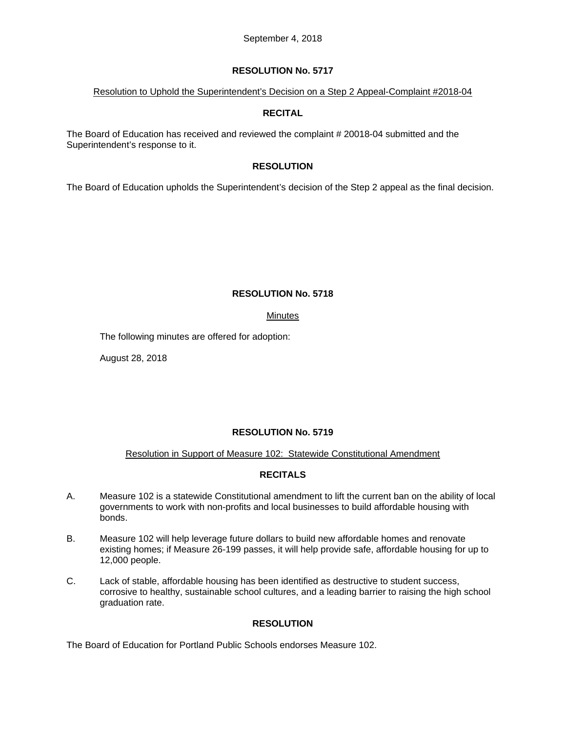September 4, 2018

## RESOLUTION No. 5717

Resolution to Uphold the Superintendent's Decision on a Step 2 Appeal-Complaint #2018-04

### RECITAL

The Board of Education has received and reviewed the complaint # 20018-04 submitted and the Superintendent's response to it.

### RESOLUTION

The Board of Education upholds the Superintendent's decision of the Step 2 appeal as the final decision.

## RESOLUTION No. 5718

Minutes

The following minutes are offered for adoption:

August 28, 2018

## RESOLUTION No. 5719

Resolution in Support of Measure 102: Statewide Constitutional Amendment

### RECITALS

A. Measure 102 is a statewide Constitutional amendment to lift the current ban on the ability of local governments to work with non-profits and local businesses to build affordable housing with bonds.

B. Measure 102 will help leverage future dollars to build new affordable homes and renovate existing homes; if Measure 26-199 passes, it will help provide safe, affordable housing for up to 12,000 people.

C. Lack of stable, affordable housing has been identified as destructive to student success, corrosive to healthy, sustainable school cultures, and a leading barrier to raising the high school graduation rate.

### RESOLUTION

The Board of Education for Portland Public Schools endorses Measure 102.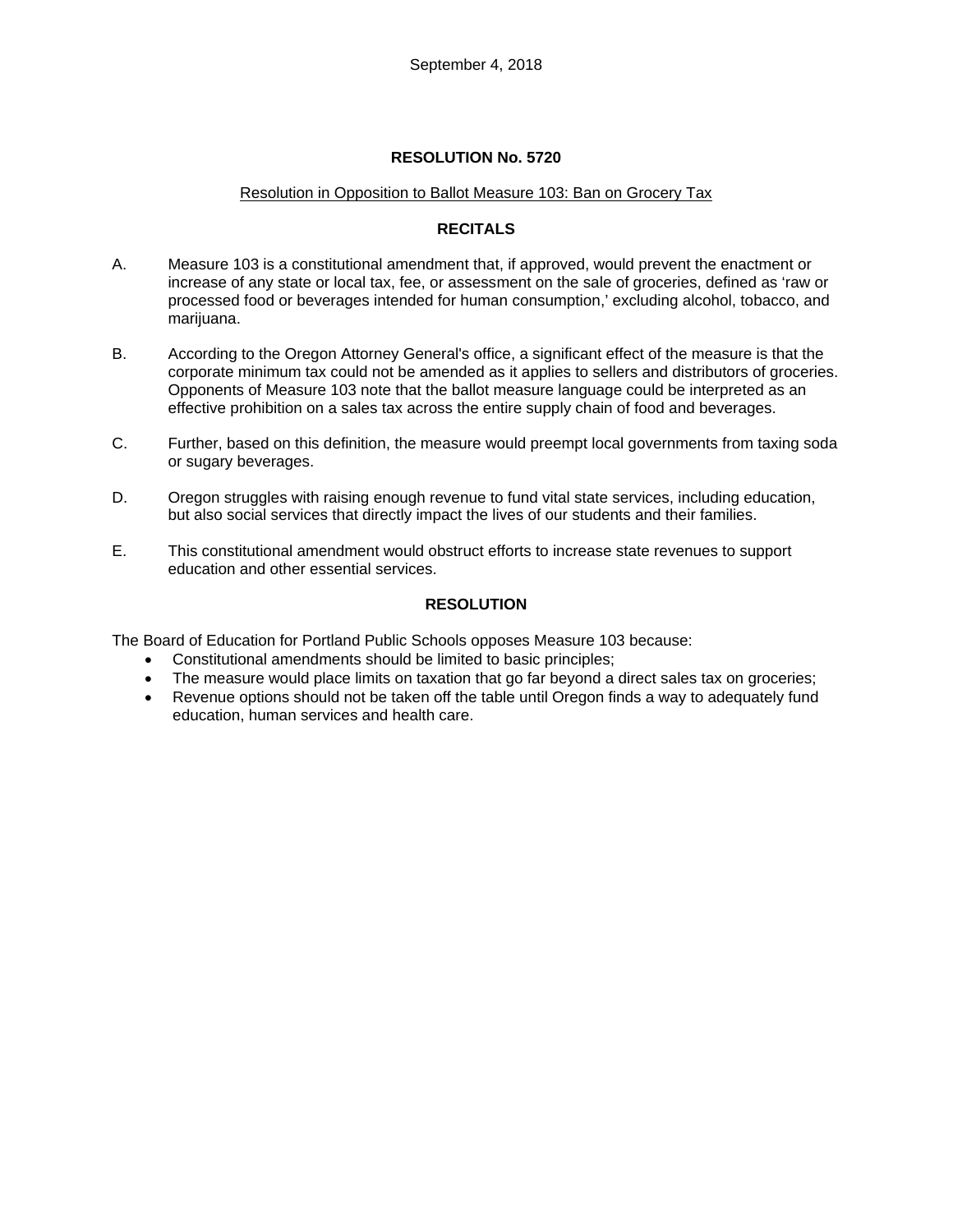September 4, 2018

## RESOLUTION No. 5720

Resolution in Opposition to Ballot Measure 103: Ban on Grocery Tax

### RECITALS

A. Measure 103 is a constitutional amendment that, if approved, would prevent the enactment or increase of any state or local tax, fee, or assessment on the sale of groceries, defined as 'raw or processed food or beverages intended for human consumption,' excluding alcohol, tobacco, and marijuana.

B. According to the Oregon Attorney General's office, a significant effect of the measure is that the corporate minimum tax could not be amended as it applies to sellers and distributors of groceries. Opponents of Measure 103 note that the ballot measure language could be interpreted as an effective prohibition on a sales tax across the entire supply chain of food and beverages.

C. Further, based on this definition, the measure would preempt local governments from taxing soda or sugary beverages.

D. Oregon struggles with raising enough revenue to fund vital state services, including education, but also social services that directly impact the lives of our students and their families.

E. This constitutional amendment would obstruct efforts to increase state revenues to support education and other essential services.

### RESOLUTION

The Board of Education for Portland Public Schools opposes Measure 103 because:

- Constitutional amendments should be limited to basic principles;
- The measure would place limits on taxation that go far beyond a direct sales tax on groceries;
- Revenue options should not be taken off the table until Oregon finds a way to adequately fund education, human services and health care.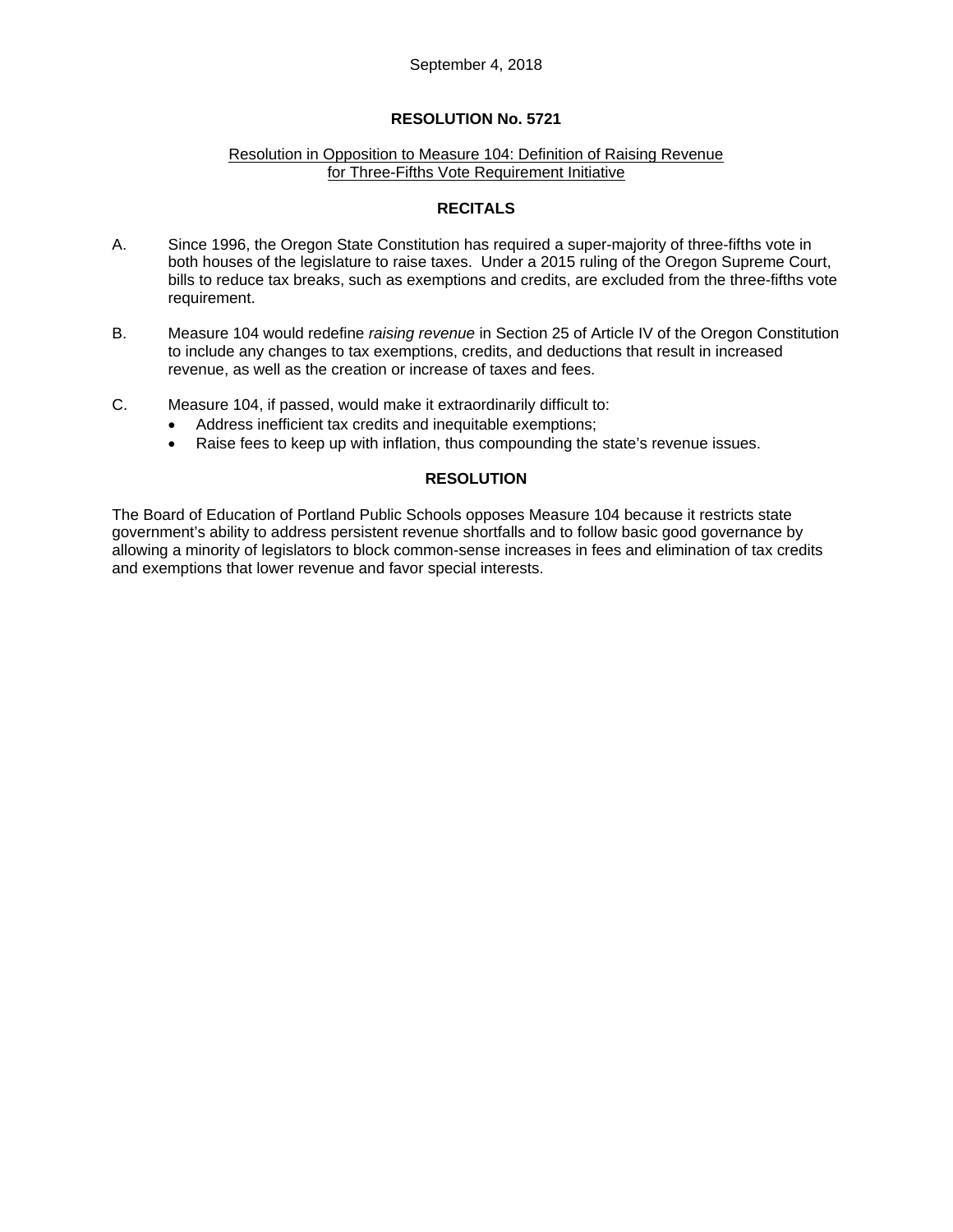September 4, 2018

# RESOLUTION No. 5721

Resolution in Opposition to Measure 104: Definition of Raising Revenue for Three-Fifths Vote Requirement Initiative

## RECITALS

A. Since 1996, the Oregon State Constitution has required a super-majority of three-fifths vote in both houses of the legislature to raise taxes. Under a 2015 ruling of the Oregon Supreme Court, bills to reduce tax breaks, such as exemptions and credits, are excluded from the three-fifths vote requirement.

B. Measure 104 would redefine *raising revenue* in Section 25 of Article IV of the Oregon Constitution to include any changes to tax exemptions, credits, and deductions that result in increased revenue, as well as the creation or increase of taxes and fees.

C. Measure 104, if passed, would make it extraordinarily difficult to:
- Address inefficient tax credits and inequitable exemptions;
- Raise fees to keep up with inflation, thus compounding the state's revenue issues.

## RESOLUTION

The Board of Education of Portland Public Schools opposes Measure 104 because it restricts state government's ability to address persistent revenue shortfalls and to follow basic good governance by allowing a minority of legislators to block common-sense increases in fees and elimination of tax credits and exemptions that lower revenue and favor special interests.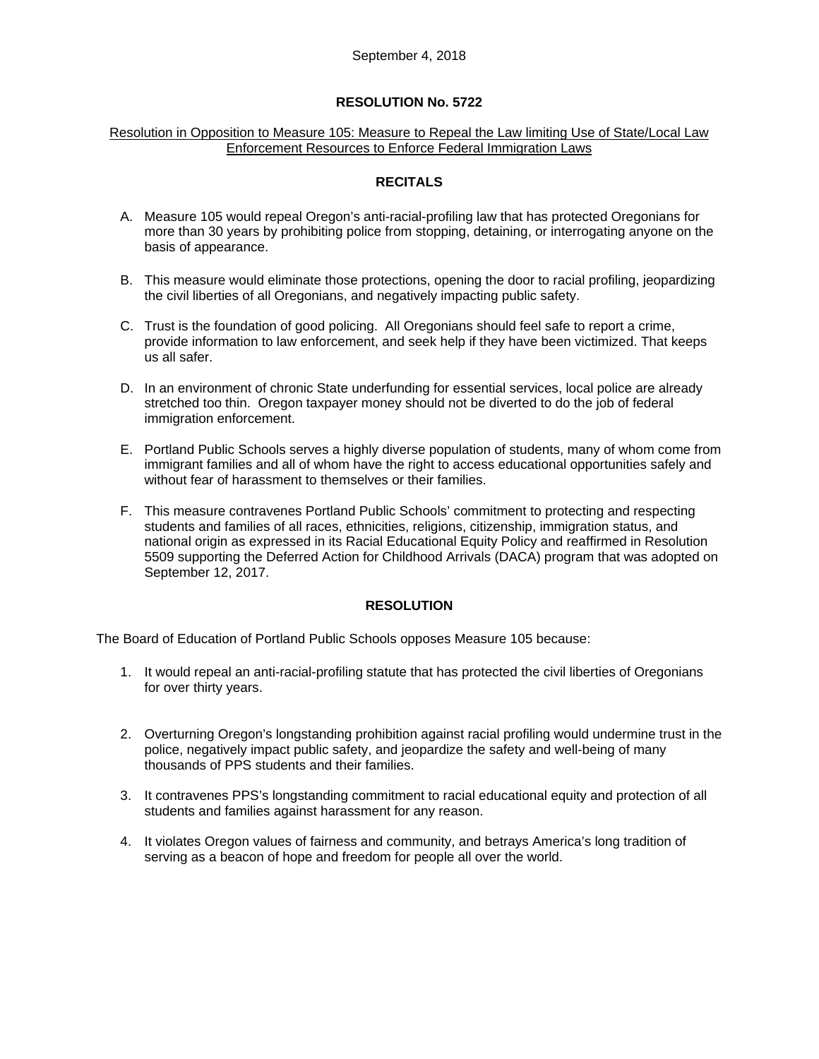September 4, 2018

## RESOLUTION No. 5722

Resolution in Opposition to Measure 105: Measure to Repeal the Law limiting Use of State/Local Law Enforcement Resources to Enforce Federal Immigration Laws

### RECITALS

A. Measure 105 would repeal Oregon's anti-racial-profiling law that has protected Oregonians for more than 30 years by prohibiting police from stopping, detaining, or interrogating anyone on the basis of appearance.

B. This measure would eliminate those protections, opening the door to racial profiling, jeopardizing the civil liberties of all Oregonians, and negatively impacting public safety.

C. Trust is the foundation of good policing. All Oregonians should feel safe to report a crime, provide information to law enforcement, and seek help if they have been victimized. That keeps us all safer.

D. In an environment of chronic State underfunding for essential services, local police are already stretched too thin. Oregon taxpayer money should not be diverted to do the job of federal immigration enforcement.

E. Portland Public Schools serves a highly diverse population of students, many of whom come from immigrant families and all of whom have the right to access educational opportunities safely and without fear of harassment to themselves or their families.

F. This measure contravenes Portland Public Schools' commitment to protecting and respecting students and families of all races, ethnicities, religions, citizenship, immigration status, and national origin as expressed in its Racial Educational Equity Policy and reaffirmed in Resolution 5509 supporting the Deferred Action for Childhood Arrivals (DACA) program that was adopted on September 12, 2017.

### RESOLUTION

The Board of Education of Portland Public Schools opposes Measure 105 because:

1. It would repeal an anti-racial-profiling statute that has protected the civil liberties of Oregonians for over thirty years.

2. Overturning Oregon's longstanding prohibition against racial profiling would undermine trust in the police, negatively impact public safety, and jeopardize the safety and well-being of many thousands of PPS students and their families.

3. It contravenes PPS's longstanding commitment to racial educational equity and protection of all students and families against harassment for any reason.

4. It violates Oregon values of fairness and community, and betrays America's long tradition of serving as a beacon of hope and freedom for people all over the world.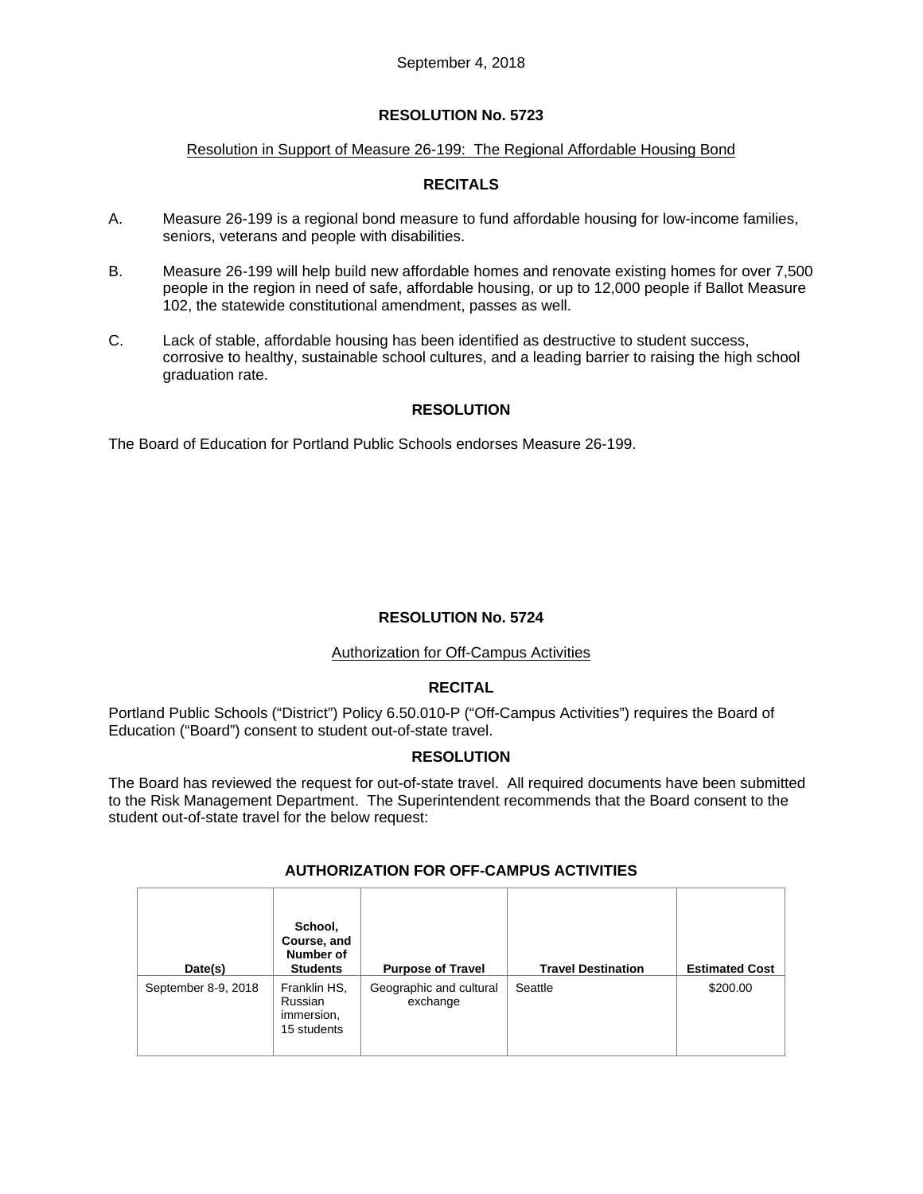September 4, 2018

## RESOLUTION No. 5723

Resolution in Support of Measure 26-199: The Regional Affordable Housing Bond

### RECITALS

A. Measure 26-199 is a regional bond measure to fund affordable housing for low-income families, seniors, veterans and people with disabilities.

B. Measure 26-199 will help build new affordable homes and renovate existing homes for over 7,500 people in the region in need of safe, affordable housing, or up to 12,000 people if Ballot Measure 102, the statewide constitutional amendment, passes as well.

C. Lack of stable, affordable housing has been identified as destructive to student success, corrosive to healthy, sustainable school cultures, and a leading barrier to raising the high school graduation rate.

### RESOLUTION

The Board of Education for Portland Public Schools endorses Measure 26-199.

## RESOLUTION No. 5724

Authorization for Off-Campus Activities

### RECITAL

Portland Public Schools ("District") Policy 6.50.010-P ("Off-Campus Activities") requires the Board of Education ("Board") consent to student out-of-state travel.

### RESOLUTION

The Board has reviewed the request for out-of-state travel. All required documents have been submitted to the Risk Management Department. The Superintendent recommends that the Board consent to the student out-of-state travel for the below request:

### AUTHORIZATION FOR OFF-CAMPUS ACTIVITIES

| Date(s) | School, Course, and Number of Students | Purpose of Travel | Travel Destination | Estimated Cost |
|---|---|---|---|---|
| September 8-9, 2018 | Franklin HS, Russian immersion, 15 students | Geographic and cultural exchange | Seattle | $200.00 |